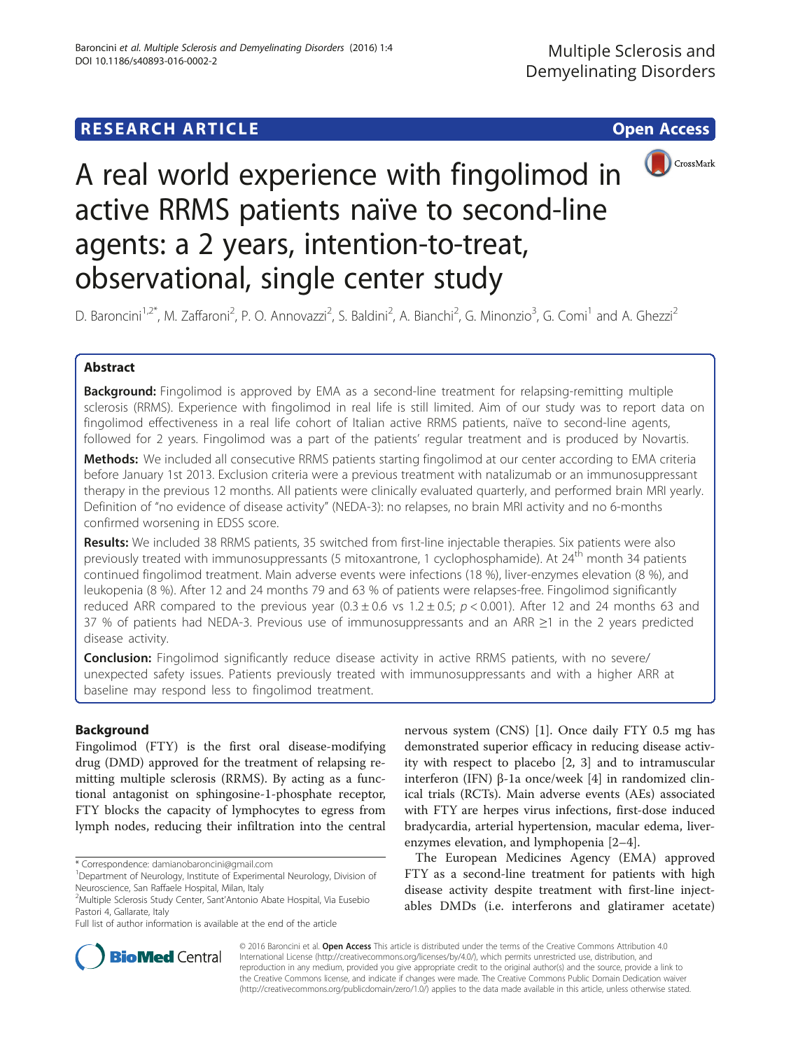RESEARCH ARTICLE

Open Access

# A real world experience with fingolimod in active RRMS patients naïve to second-line agents: a 2 years, intention-to-treat, observational, single center study

D. Baroncini[1,2*], M. Zaffaroni[2], P. O. Annovazzi[2], S. Baldini[2], A. Bianchi[2], G. Minonzio[3], G. Comi[1] and A. Ghezzi[2]

## Abstract

**Background:** Fingolimod is approved by EMA as a second-line treatment for relapsing-remitting multiple sclerosis (RRMS). Experience with fingolimod in real life is still limited. Aim of our study was to report data on fingolimod effectiveness in a real life cohort of Italian active RRMS patients, naïve to second-line agents, followed for 2 years. Fingolimod was a part of the patients' regular treatment and is produced by Novartis.

**Methods:** We included all consecutive RRMS patients starting fingolimod at our center according to EMA criteria before January 1st 2013. Exclusion criteria were a previous treatment with natalizumab or an immunosuppressant therapy in the previous 12 months. All patients were clinically evaluated quarterly, and performed brain MRI yearly. Definition of "no evidence of disease activity" (NEDA-3): no relapses, no brain MRI activity and no 6-months confirmed worsening in EDSS score.

**Results:** We included 38 RRMS patients, 35 switched from first-line injectable therapies. Six patients were also previously treated with immunosuppressants (5 mitoxantrone, 1 cyclophosphamide). At 24th month 34 patients continued fingolimod treatment. Main adverse events were infections (18 %), liver-enzymes elevation (8 %), and leukopenia (8 %). After 12 and 24 months 79 and 63 % of patients were relapses-free. Fingolimod significantly reduced ARR compared to the previous year ($0.3 \pm 0.6$ vs $1.2 \pm 0.5$; $p < 0.001$). After 12 and 24 months 63 and 37 % of patients had NEDA-3. Previous use of immunosuppressants and an ARR ≥1 in the 2 years predicted disease activity.

**Conclusion:** Fingolimod significantly reduce disease activity in active RRMS patients, with no severe/unexpected safety issues. Patients previously treated with immunosuppressants and with a higher ARR at baseline may respond less to fingolimod treatment.

## Background

Fingolimod (FTY) is the first oral disease-modifying drug (DMD) approved for the treatment of relapsing remitting multiple sclerosis (RRMS). By acting as a functional antagonist on sphingosine-1-phosphate receptor, FTY blocks the capacity of lymphocytes to egress from lymph nodes, reducing their infiltration into the central nervous system (CNS) [1]. Once daily FTY 0.5 mg has demonstrated superior efficacy in reducing disease activity with respect to placebo [2, 3] and to intramuscular interferon (IFN) β-1a once/week [4] in randomized clinical trials (RCTs). Main adverse events (AEs) associated with FTY are herpes virus infections, first-dose induced bradycardia, arterial hypertension, macular edema, liver-enzymes elevation, and lymphopenia [2–4].

The European Medicines Agency (EMA) approved FTY as a second-line treatment for patients with high disease activity despite treatment with first-line injectables DMDs (i.e. interferons and glatiramer acetate)

\* Correspondence: damianobaroncini@gmail.com
[1]Department of Neurology, Institute of Experimental Neurology, Division of Neuroscience, San Raffaele Hospital, Milan, Italy
[2]Multiple Sclerosis Study Center, Sant'Antonio Abate Hospital, Via Eusebio Pastori 4, Gallarate, Italy
Full list of author information is available at the end of the article

© 2016 Baroncini et al. **Open Access** This article is distributed under the terms of the Creative Commons Attribution 4.0 International License (http://creativecommons.org/licenses/by/4.0/), which permits unrestricted use, distribution, and reproduction in any medium, provided you give appropriate credit to the original author(s) and the source, provide a link to the Creative Commons license, and indicate if changes were made. The Creative Commons Public Domain Dedication waiver (http://creativecommons.org/publicdomain/zero/1.0/) applies to the data made available in this article, unless otherwise stated.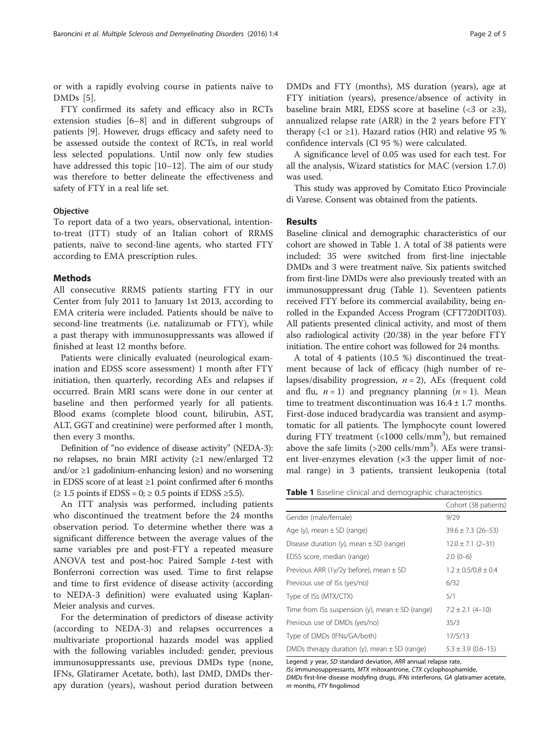or with a rapidly evolving course in patients naïve to DMDs [5].

FTY confirmed its safety and efficacy also in RCTs extension studies [6–8] and in different subgroups of patients [9]. However, drugs efficacy and safety need to be assessed outside the context of RCTs, in real world less selected populations. Until now only few studies have addressed this topic [10–12]. The aim of our study was therefore to better delineate the effectiveness and safety of FTY in a real life set.

### Objective

To report data of a two years, observational, intention-to-treat (ITT) study of an Italian cohort of RRMS patients, naïve to second-line agents, who started FTY according to EMA prescription rules.

## Methods

All consecutive RRMS patients starting FTY in our Center from July 2011 to January 1st 2013, according to EMA criteria were included. Patients should be naïve to second-line treatments (i.e. natalizumab or FTY), while a past therapy with immunosuppressants was allowed if finished at least 12 months before.

Patients were clinically evaluated (neurological examination and EDSS score assessment) 1 month after FTY initiation, then quarterly, recording AEs and relapses if occurred. Brain MRI scans were done in our center at baseline and then performed yearly for all patients. Blood exams (complete blood count, bilirubin, AST, ALT, GGT and creatinine) were performed after 1 month, then every 3 months.

Definition of "no evidence of disease activity" (NEDA-3): no relapses, no brain MRI activity (≥1 new/enlarged T2 and/or ≥1 gadolinium-enhancing lesion) and no worsening in EDSS score of at least ≥1 point confirmed after 6 months (≥ 1.5 points if EDSS = 0; ≥ 0.5 points if EDSS ≥5.5).

An ITT analysis was performed, including patients who discontinued the treatment before the 24 months observation period. To determine whether there was a significant difference between the average values of the same variables pre and post-FTY a repeated measure ANOVA test and post-hoc Paired Sample *t*-test with Bonferroni correction was used. Time to first relapse and time to first evidence of disease activity (according to NEDA-3 definition) were evaluated using Kaplan-Meier analysis and curves.

For the determination of predictors of disease activity (according to NEDA-3) and relapses occurrences a multivariate proportional hazards model was applied with the following variables included: gender, previous immunosuppressants use, previous DMDs type (none, IFNs, Glatiramer Acetate, both), last DMD, DMDs therapy duration (years), washout period duration between DMDs and FTY (months), MS duration (years), age at FTY initiation (years), presence/absence of activity in baseline brain MRI, EDSS score at baseline (<3 or ≥3), annualized relapse rate (ARR) in the 2 years before FTY therapy (<1 or ≥1). Hazard ratios (HR) and relative 95 % confidence intervals (CI 95 %) were calculated.

A significance level of 0.05 was used for each test. For all the analysis, Wizard statistics for MAC (version 1.7.0) was used.

This study was approved by Comitato Etico Provinciale di Varese. Consent was obtained from the patients.

## Results

Baseline clinical and demographic characteristics of our cohort are showed in Table 1. A total of 38 patients were included: 35 were switched from first-line injectable DMDs and 3 were treatment naïve. Six patients switched from first-line DMDs were also previously treated with an immunosuppressant drug (Table 1). Seventeen patients received FTY before its commercial availability, being enrolled in the Expanded Access Program (CFT720DIT03). All patients presented clinical activity, and most of them also radiological activity (20/38) in the year before FTY initiation. The entire cohort was followed for 24 months.

A total of 4 patients (10.5 %) discontinued the treatment because of lack of efficacy (high number of relapses/disability progression, $n = 2$), AEs (frequent cold and flu, $n = 1$) and pregnancy planning ($n = 1$). Mean time to treatment discontinuation was 16.4 ± 1.7 months. First-dose induced bradycardia was transient and asymptomatic for all patients. The lymphocyte count lowered during FTY treatment (<1000 cells/mm$^3$), but remained above the safe limits (>200 cells/mm$^3$). AEs were transient liver-enzymes elevation (×3 the upper limit of normal range) in 3 patients, transient leukopenia (total

**Table 1** Baseline clinical and demographic characteristics

| | Cohort (38 patients) |
|---|---|
| Gender (male/female) | 9/29 |
| Age (y), mean ± SD (range) | 39.6 ± 7.3 (26–53) |
| Disease duration (y), mean ± SD (range) | 12.0 ± 7.1 (2–31) |
| EDSS score, median (range) | 2.0 (0–6) |
| Previous ARR (1y/2y before), mean ± SD | 1.2 ± 0.5/0.8 ± 0.4 |
| Previous use of ISs (yes/no) | 6/32 |
| Type of ISs (MTX/CTX) | 5/1 |
| Time from ISs suspension (y), mean ± SD (range) | 7.2 ± 2.1 (4–10) |
| Previous use of DMDs (yes/no) | 35/3 |
| Type of DMDs (IFNs/GA/both) | 17/5/13 |
| DMDs therapy duration (y), mean ± SD (range) | 5.3 ± 3.9 (0.6–15) |

Legend: *y* year, *SD* standard deviation, *ARR* annual relapse rate, *ISs* immunosuppressants, *MTX* mitoxantrone, *CTX* cyclophosphamide, *DMDs* first-line disease modyfing drugs, *IFNs* interferons, *GA* glatiramer acetate, *m* months, *FTY* fingolimod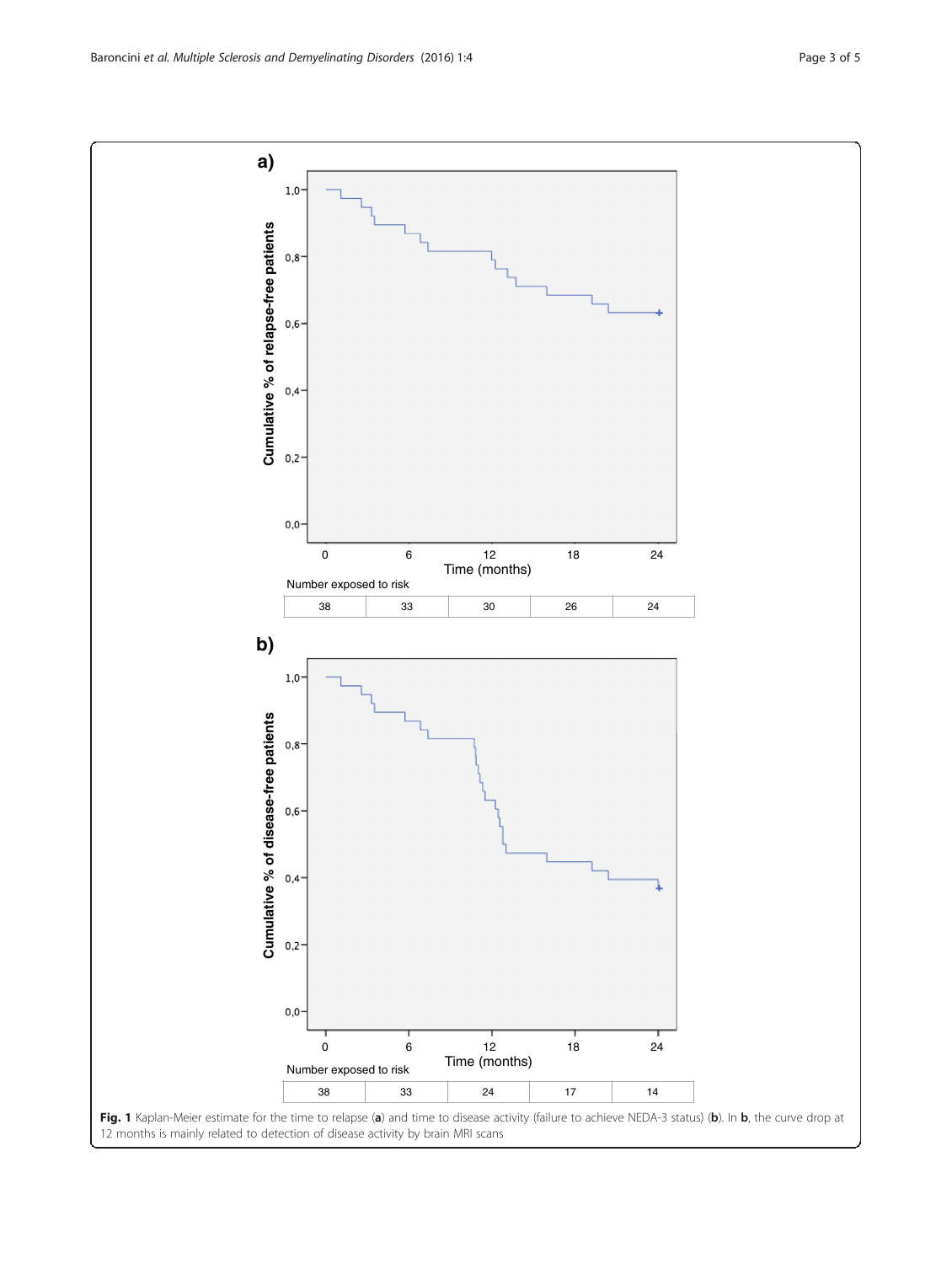**a)**

Cumulative % of relapse-free patients

Time (months)

Number exposed to risk

| 0 | 6 | 12 | 18 | 24 |
|---|---|---|---|---|
| 38 | 33 | 30 | 26 | 24 |

**b)**

Cumulative % of disease-free patients

Time (months)

Number exposed to risk

| 0 | 6 | 12 | 18 | 24 |
|---|---|---|---|---|
| 38 | 33 | 24 | 17 | 14 |

**Fig. 1** Kaplan-Meier estimate for the time to relapse (**a**) and time to disease activity (failure to achieve NEDA-3 status) (**b**). In **b**, the curve drop at 12 months is mainly related to detection of disease activity by brain MRI scans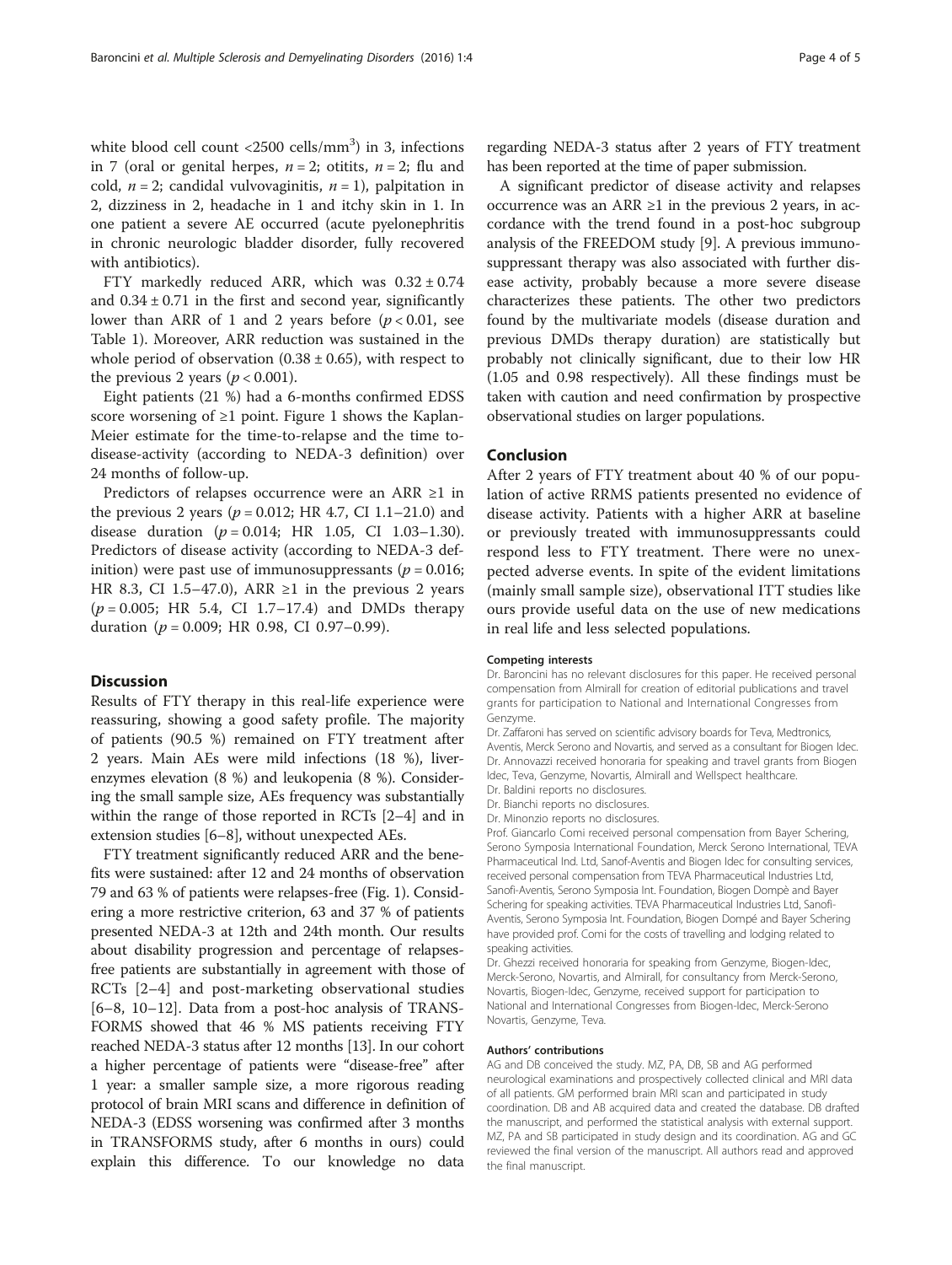white blood cell count <2500 cells/mm$^3$) in 3, infections in 7 (oral or genital herpes, $n = 2$; otitits, $n = 2$; flu and cold, $n = 2$; candidal vulvovaginitis, $n = 1$), palpitation in 2, dizziness in 2, headache in 1 and itchy skin in 1. In one patient a severe AE occurred (acute pyelonephritis in chronic neurologic bladder disorder, fully recovered with antibiotics).

FTY markedly reduced ARR, which was $0.32 \pm 0.74$ and $0.34 \pm 0.71$ in the first and second year, significantly lower than ARR of 1 and 2 years before ($p < 0.01$, see Table 1). Moreover, ARR reduction was sustained in the whole period of observation ($0.38 \pm 0.65$), with respect to the previous 2 years ($p < 0.001$).

Eight patients (21 %) had a 6-months confirmed EDSS score worsening of ≥1 point. Figure 1 shows the Kaplan-Meier estimate for the time-to-relapse and the time to-disease-activity (according to NEDA-3 definition) over 24 months of follow-up.

Predictors of relapses occurrence were an ARR ≥1 in the previous 2 years ($p = 0.012$; HR 4.7, CI 1.1–21.0) and disease duration ($p = 0.014$; HR 1.05, CI 1.03–1.30). Predictors of disease activity (according to NEDA-3 definition) were past use of immunosuppressants ($p = 0.016$; HR 8.3, CI 1.5–47.0), ARR ≥1 in the previous 2 years ($p = 0.005$; HR 5.4, CI 1.7–17.4) and DMDs therapy duration ($p = 0.009$; HR 0.98, CI 0.97–0.99).

## Discussion

Results of FTY therapy in this real-life experience were reassuring, showing a good safety profile. The majority of patients (90.5 %) remained on FTY treatment after 2 years. Main AEs were mild infections (18 %), liver-enzymes elevation (8 %) and leukopenia (8 %). Considering the small sample size, AEs frequency was substantially within the range of those reported in RCTs [2–4] and in extension studies [6–8], without unexpected AEs.

FTY treatment significantly reduced ARR and the benefits were sustained: after 12 and 24 months of observation 79 and 63 % of patients were relapses-free (Fig. 1). Considering a more restrictive criterion, 63 and 37 % of patients presented NEDA-3 at 12th and 24th month. Our results about disability progression and percentage of relapses-free patients are substantially in agreement with those of RCTs [2–4] and post-marketing observational studies [6–8, 10–12]. Data from a post-hoc analysis of TRANSFORMS showed that 46 % MS patients receiving FTY reached NEDA-3 status after 12 months [13]. In our cohort a higher percentage of patients were "disease-free" after 1 year: a smaller sample size, a more rigorous reading protocol of brain MRI scans and difference in definition of NEDA-3 (EDSS worsening was confirmed after 3 months in TRANSFORMS study, after 6 months in ours) could explain this difference. To our knowledge no data regarding NEDA-3 status after 2 years of FTY treatment has been reported at the time of paper submission.

A significant predictor of disease activity and relapses occurrence was an ARR ≥1 in the previous 2 years, in accordance with the trend found in a post-hoc subgroup analysis of the FREEDOM study [9]. A previous immunosuppressant therapy was also associated with further disease activity, probably because a more severe disease characterizes these patients. The other two predictors found by the multivariate models (disease duration and previous DMDs therapy duration) are statistically but probably not clinically significant, due to their low HR (1.05 and 0.98 respectively). All these findings must be taken with caution and need confirmation by prospective observational studies on larger populations.

## Conclusion

After 2 years of FTY treatment about 40 % of our population of active RRMS patients presented no evidence of disease activity. Patients with a higher ARR at baseline or previously treated with immunosuppressants could respond less to FTY treatment. There were no unexpected adverse events. In spite of the evident limitations (mainly small sample size), observational ITT studies like ours provide useful data on the use of new medications in real life and less selected populations.

#### Competing interests

Dr. Baroncini has no relevant disclosures for this paper. He received personal compensation from Almirall for creation of editorial publications and travel grants for participation to National and International Congresses from Genzyme.

Dr. Zaffaroni has served on scientific advisory boards for Teva, Medtronics, Aventis, Merck Serono and Novartis, and served as a consultant for Biogen Idec.

Dr. Annovazzi received honoraria for speaking and travel grants from Biogen Idec, Teva, Genzyme, Novartis, Almirall and Wellspect healthcare.

Dr. Baldini reports no disclosures.

Dr. Bianchi reports no disclosures.

Dr. Minonzio reports no disclosures.

Prof. Giancarlo Comi received personal compensation from Bayer Schering, Serono Symposia International Foundation, Merck Serono International, TEVA Pharmaceutical Ind. Ltd, Sanof-Aventis and Biogen Idec for consulting services, received personal compensation from TEVA Pharmaceutical Industries Ltd, Sanofi-Aventis, Serono Symposia Int. Foundation, Biogen Dompè and Bayer Schering for speaking activities. TEVA Pharmaceutical Industries Ltd, Sanofi-Aventis, Serono Symposia Int. Foundation, Biogen Dompé and Bayer Schering have provided prof. Comi for the costs of travelling and lodging related to speaking activities.

Dr. Ghezzi received honoraria for speaking from Genzyme, Biogen-Idec, Merck-Serono, Novartis, and Almirall, for consultancy from Merck-Serono, Novartis, Biogen-Idec, Genzyme, received support for participation to National and International Congresses from Biogen-Idec, Merck-Serono Novartis, Genzyme, Teva.

#### Authors' contributions

AG and DB conceived the study. MZ, PA, DB, SB and AG performed neurological examinations and prospectively collected clinical and MRI data of all patients. GM performed brain MRI scan and participated in study coordination. DB and AB acquired data and created the database. DB drafted the manuscript, and performed the statistical analysis with external support. MZ, PA and SB participated in study design and its coordination. AG and GC reviewed the final version of the manuscript. All authors read and approved the final manuscript.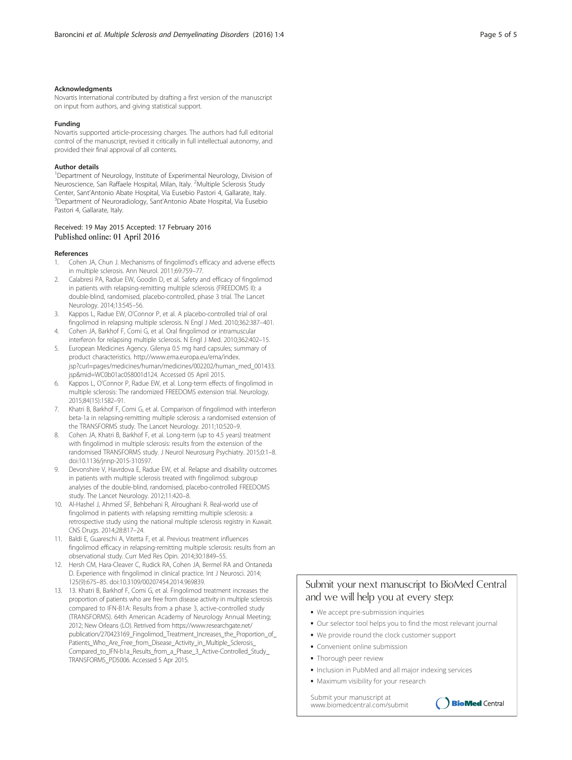### Acknowledgments

Novartis International contributed by drafting a first version of the manuscript on input from authors, and giving statistical support.

### Funding

Novartis supported article-processing charges. The authors had full editorial control of the manuscript, revised it critically in full intellectual autonomy, and provided their final approval of all contents.

### Author details

[1]Department of Neurology, Institute of Experimental Neurology, Division of Neuroscience, San Raffaele Hospital, Milan, Italy. [2]Multiple Sclerosis Study Center, Sant'Antonio Abate Hospital, Via Eusebio Pastori 4, Gallarate, Italy. [3]Department of Neuroradiology, Sant'Antonio Abate Hospital, Via Eusebio Pastori 4, Gallarate, Italy.

Received: 19 May 2015 Accepted: 17 February 2016
Published online: 01 April 2016

### References

1. Cohen JA, Chun J. Mechanisms of fingolimod's efficacy and adverse effects in multiple sclerosis. Ann Neurol. 2011;69:759–77.
2. Calabresi PA, Radue EW, Goodin D, et al. Safety and efficacy of fingolimod in patients with relapsing-remitting multiple sclerosis (FREEDOMS II): a double-blind, randomised, placebo-controlled, phase 3 trial. The Lancet Neurology. 2014;13:545–56.
3. Kappos L, Radue EW, O'Connor P, et al. A placebo-controlled trial of oral fingolimod in relapsing multiple sclerosis. N Engl J Med. 2010;362:387–401.
4. Cohen JA, Barkhof F, Comi G, et al. Oral fingolimod or intramuscular interferon for relapsing multiple sclerosis. N Engl J Med. 2010;362:402–15.
5. European Medicines Agency. Gilenya 0.5 mg hard capsules; summary of product characteristics. http://www.ema.europa.eu/ema/index.jsp?curl=pages/medicines/human/medicines/002202/human_med_001433.jsp&mid=WC0b01ac058001d124. Accessed 05 April 2015.
6. Kappos L, O'Connor P, Radue EW, et al. Long-term effects of fingolimod in multiple sclerosis: The randomized FREEDOMS extension trial. Neurology. 2015;84(15):1582–91.
7. Khatri B, Barkhof F, Comi G, et al. Comparison of fingolimod with interferon beta-1a in relapsing-remitting multiple sclerosis: a randomised extension of the TRANSFORMS study. The Lancet Neurology. 2011;10:520–9.
8. Cohen JA, Khatri B, Barkhof F, et al. Long-term (up to 4.5 years) treatment with fingolimod in multiple sclerosis: results from the extension of the randomised TRANSFORMS study. J Neurol Neurosurg Psychiatry. 2015;0:1–8. doi:10.1136/jnnp-2015-310597.
9. Devonshire V, Havrdova E, Radue EW, et al. Relapse and disability outcomes in patients with multiple sclerosis treated with fingolimod: subgroup analyses of the double-blind, randomised, placebo-controlled FREEDOMS study. The Lancet Neurology. 2012;11:420–8.
10. Al-Hashel J, Ahmed SF, Behbehani R, Alroughani R. Real-world use of fingolimod in patients with relapsing remitting multiple sclerosis: a retrospective study using the national multiple sclerosis registry in Kuwait. CNS Drugs. 2014;28:817–24.
11. Baldi E, Guareschi A, Vitetta F, et al. Previous treatment influences fingolimod efficacy in relapsing-remitting multiple sclerosis: results from an observational study. Curr Med Res Opin. 2014;30:1849–55.
12. Hersh CM, Hara-Cleaver C, Rudick RA, Cohen JA, Bermel RA and Ontaneda D. Experience with fingolimod in clinical practice. Int J Neurosci. 2014; 125(9):675–85. doi:10.3109/00207454.2014.969839.
13. 13. Khatri B, Barkhof F, Comi G, et al. Fingolimod treatment increases the proportion of patients who are free from disease activity in multiple sclerosis compared to IFN-B1A: Results from a phase 3, active-controlled study (TRANSFORMS). 64th American Academy of Neurology Annual Meeting; 2012; New Orleans (LO). Retrived from https://www.researchgate.net/publication/270423169_Fingolimod_Treatment_Increases_the_Proportion_of_Patients_Who_Are_Free_from_Disease_Activity_in_Multiple_Sclerosis_Compared_to_IFN-b1a_Results_from_a_Phase_3_Active-Controlled_Study_TRANSFORMS_PD5006. Accessed 5 Apr 2015.

Submit your next manuscript to BioMed Central and we will help you at every step:

- We accept pre-submission inquiries
- Our selector tool helps you to find the most relevant journal
- We provide round the clock customer support
- Convenient online submission
- Thorough peer review
- Inclusion in PubMed and all major indexing services
- Maximum visibility for your research

Submit your manuscript at www.biomedcentral.com/submit

BioMed Central